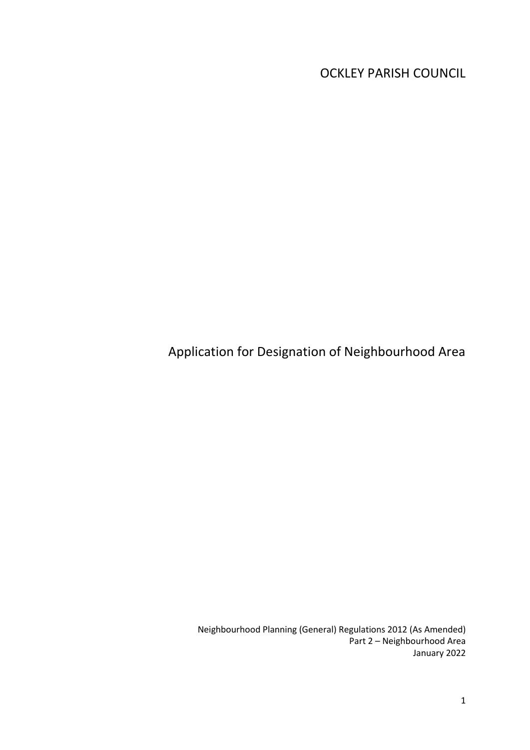OCKLEY PARISH COUNCIL

# Application for Designation of Neighbourhood Area

Neighbourhood Planning (General) Regulations 2012 (As Amended)
Part 2 – Neighbourhood Area
January 2022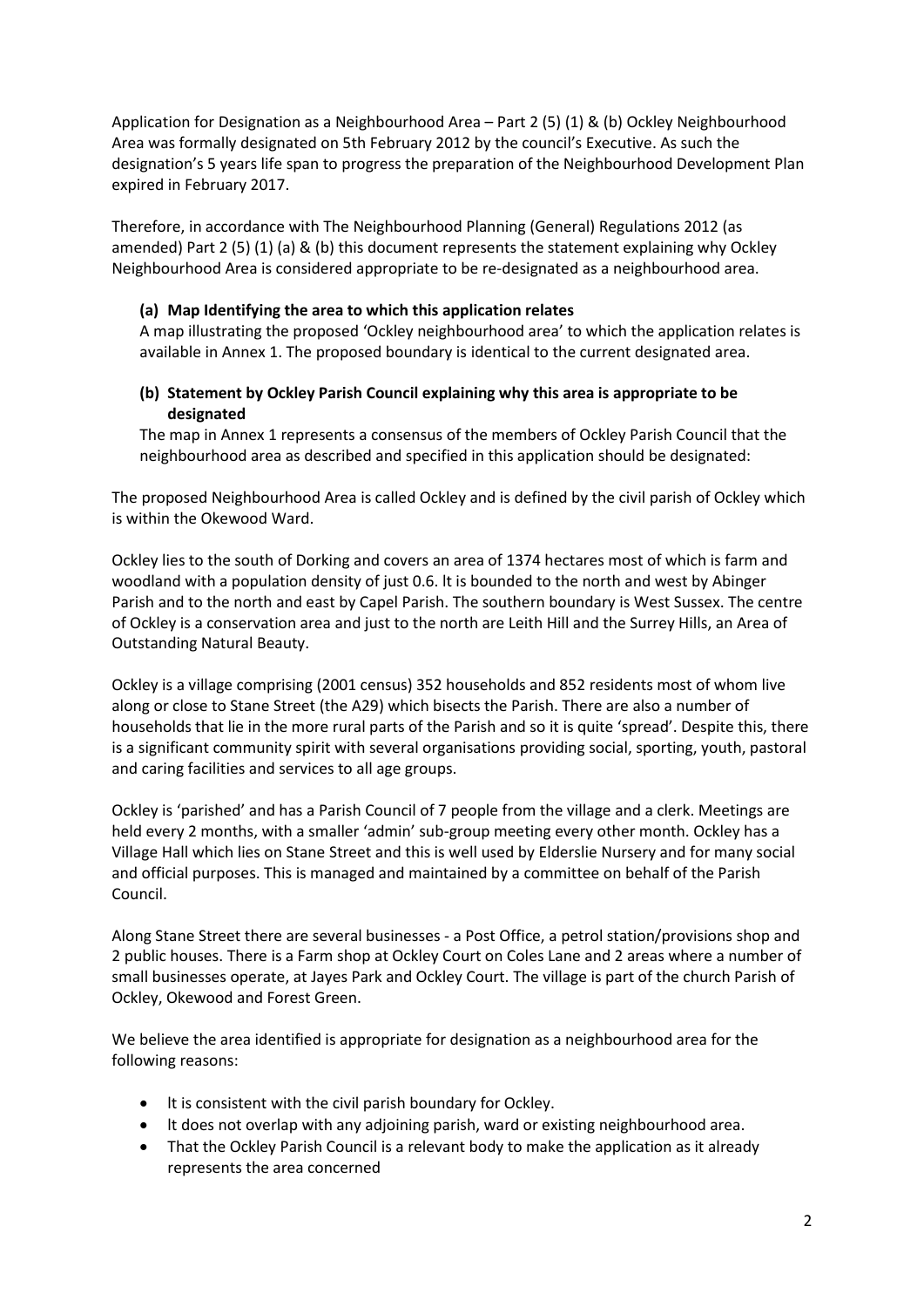Application for Designation as a Neighbourhood Area – Part 2 (5) (1) & (b) Ockley Neighbourhood Area was formally designated on 5th February 2012 by the council's Executive. As such the designation's 5 years life span to progress the preparation of the Neighbourhood Development Plan expired in February 2017.

Therefore, in accordance with The Neighbourhood Planning (General) Regulations 2012 (as amended) Part 2 (5) (1) (a) & (b) this document represents the statement explaining why Ockley Neighbourhood Area is considered appropriate to be re-designated as a neighbourhood area.

**(a) Map Identifying the area to which this application relates**

A map illustrating the proposed 'Ockley neighbourhood area' to which the application relates is available in Annex 1. The proposed boundary is identical to the current designated area.

**(b) Statement by Ockley Parish Council explaining why this area is appropriate to be designated**

The map in Annex 1 represents a consensus of the members of Ockley Parish Council that the neighbourhood area as described and specified in this application should be designated:

The proposed Neighbourhood Area is called Ockley and is defined by the civil parish of Ockley which is within the Okewood Ward.

Ockley lies to the south of Dorking and covers an area of 1374 hectares most of which is farm and woodland with a population density of just 0.6. It is bounded to the north and west by Abinger Parish and to the north and east by Capel Parish. The southern boundary is West Sussex. The centre of Ockley is a conservation area and just to the north are Leith Hill and the Surrey Hills, an Area of Outstanding Natural Beauty.

Ockley is a village comprising (2001 census) 352 households and 852 residents most of whom live along or close to Stane Street (the A29) which bisects the Parish. There are also a number of households that lie in the more rural parts of the Parish and so it is quite 'spread'. Despite this, there is a significant community spirit with several organisations providing social, sporting, youth, pastoral and caring facilities and services to all age groups.

Ockley is 'parished' and has a Parish Council of 7 people from the village and a clerk. Meetings are held every 2 months, with a smaller 'admin' sub-group meeting every other month. Ockley has a Village Hall which lies on Stane Street and this is well used by Elderslie Nursery and for many social and official purposes. This is managed and maintained by a committee on behalf of the Parish Council.

Along Stane Street there are several businesses - a Post Office, a petrol station/provisions shop and 2 public houses. There is a Farm shop at Ockley Court on Coles Lane and 2 areas where a number of small businesses operate, at Jayes Park and Ockley Court. The village is part of the church Parish of Ockley, Okewood and Forest Green.

We believe the area identified is appropriate for designation as a neighbourhood area for the following reasons:

- It is consistent with the civil parish boundary for Ockley.
- It does not overlap with any adjoining parish, ward or existing neighbourhood area.
- That the Ockley Parish Council is a relevant body to make the application as it already represents the area concerned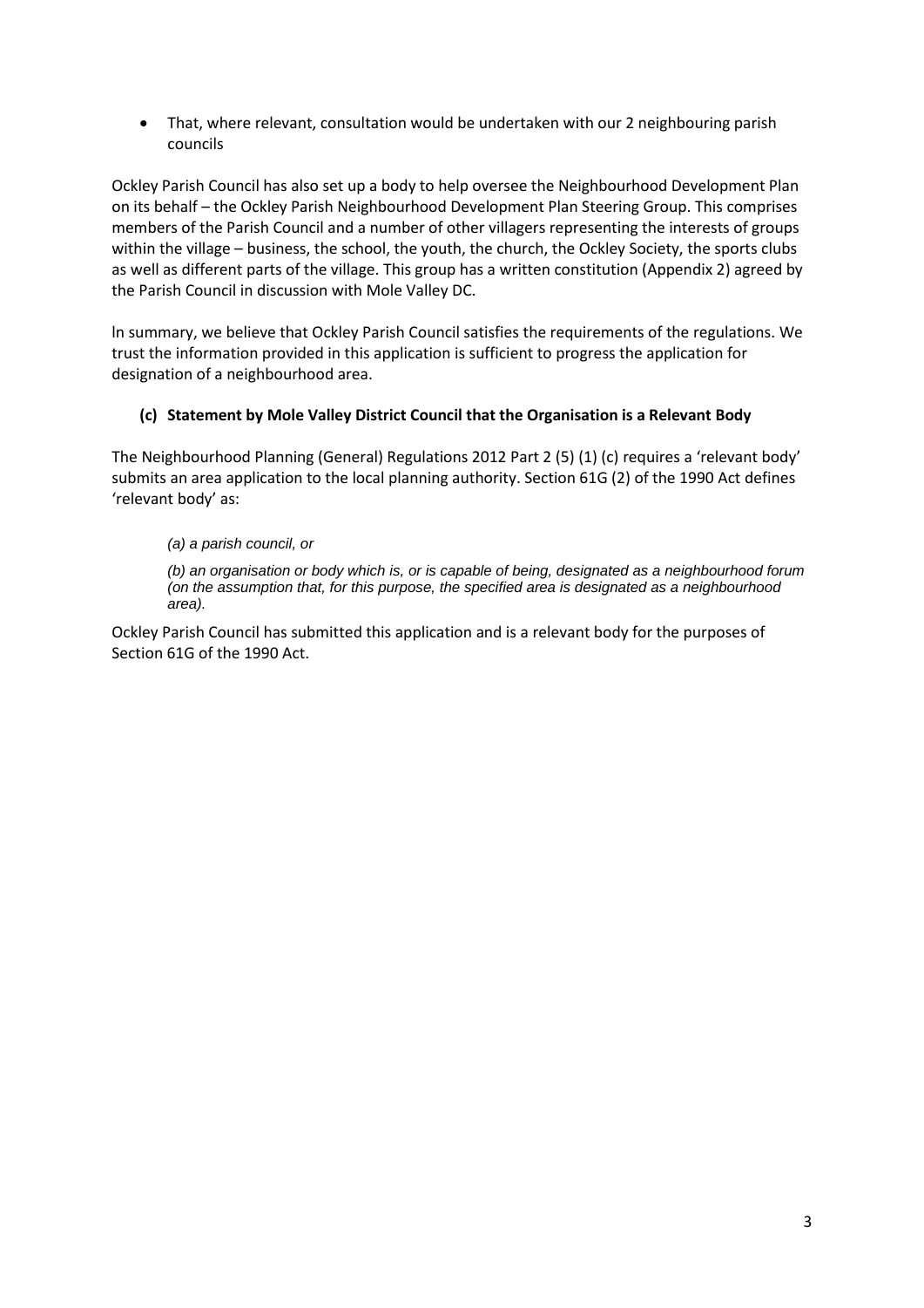- That, where relevant, consultation would be undertaken with our 2 neighbouring parish councils

Ockley Parish Council has also set up a body to help oversee the Neighbourhood Development Plan on its behalf – the Ockley Parish Neighbourhood Development Plan Steering Group. This comprises members of the Parish Council and a number of other villagers representing the interests of groups within the village – business, the school, the youth, the church, the Ockley Society, the sports clubs as well as different parts of the village. This group has a written constitution (Appendix 2) agreed by the Parish Council in discussion with Mole Valley DC.

ln summary, we believe that Ockley Parish Council satisfies the requirements of the regulations. We trust the information provided in this application is sufficient to progress the application for designation of a neighbourhood area.

### (c) Statement by Mole Valley District Council that the Organisation is a Relevant Body

The Neighbourhood Planning (General) Regulations 2012 Part 2 (5) (1) (c) requires a 'relevant body' submits an area application to the local planning authority. Section 61G (2) of the 1990 Act defines 'relevant body' as:

> *(a) a parish council, or*
>
> *(b) an organisation or body which is, or is capable of being, designated as a neighbourhood forum (on the assumption that, for this purpose, the specified area is designated as a neighbourhood area).*

Ockley Parish Council has submitted this application and is a relevant body for the purposes of Section 61G of the 1990 Act.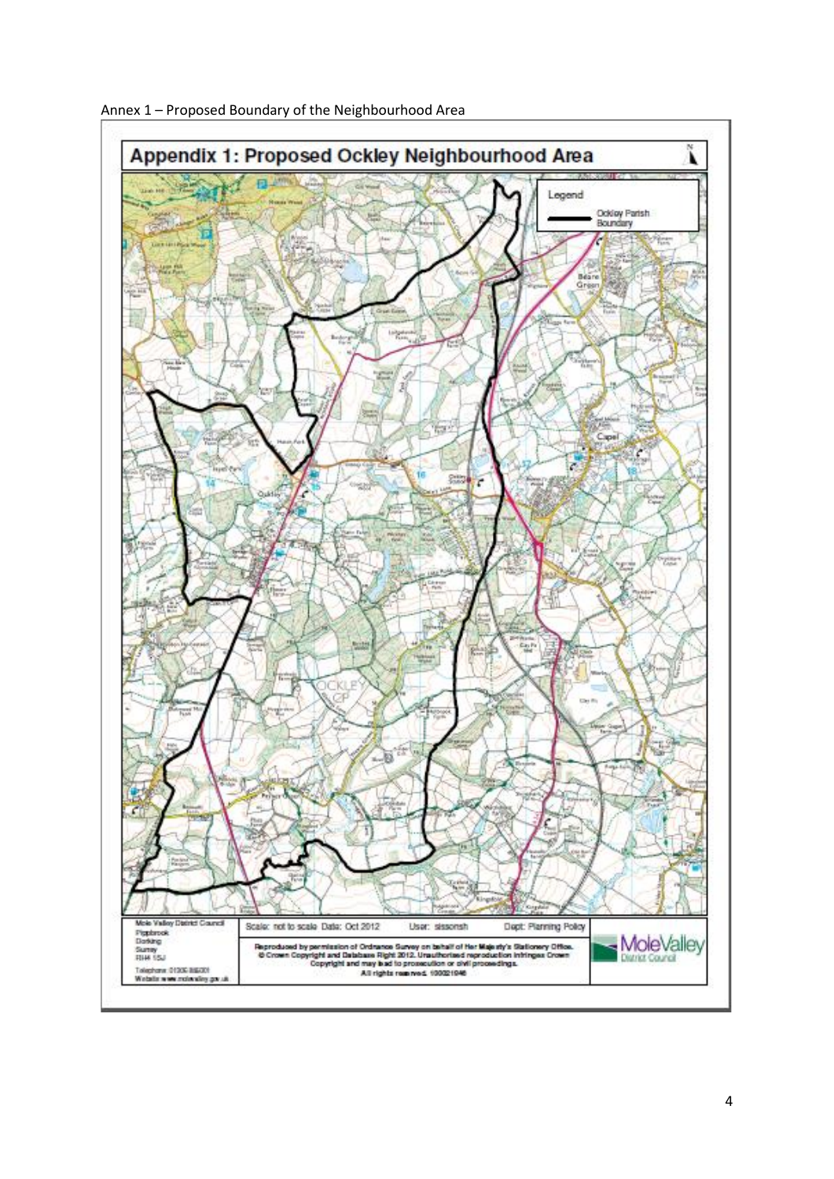Annex 1 – Proposed Boundary of the Neighbourhood Area

## Appendix 1: Proposed Ockley Neighbourhood Area

Legend

Ockley Parish Boundary

Mole Valley District Council
Pippbrook
Dorking
Surrey
RH4 1SJ
Telephone: 01306 885001
Website: www.molevalley.gov.uk

Scale: not to scale Date: Oct 2012

User: sissonsh

Dept: Planning Policy

Reproduced by permission of Ordnance Survey on behalf of Her Majesty's Stationery Office. © Crown Copyright and Database Right 2012. Unauthorised reproduction infringes Crown Copyright and may lead to prosecution or civil proceedings. All rights reserved. 100021948

Mole Valley District Council